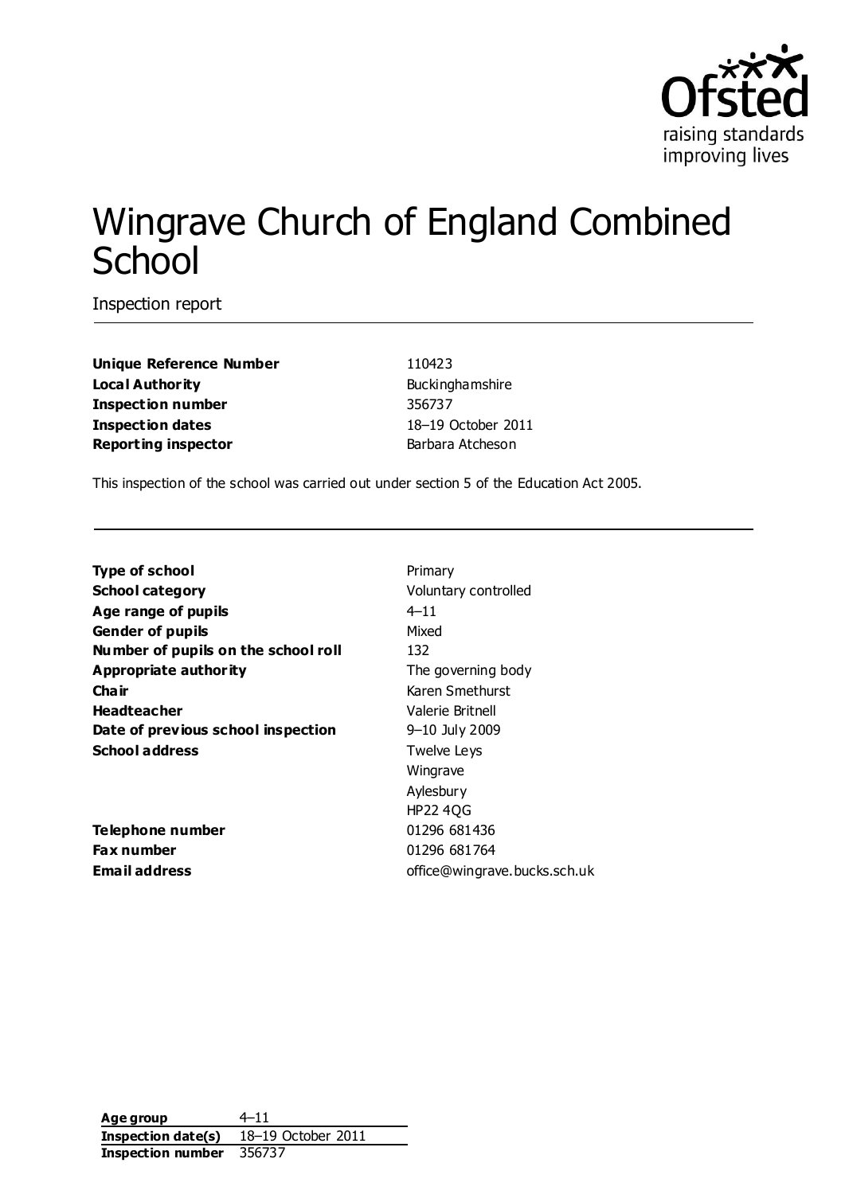# Wingrave Church of England Combined School

Inspection report

| | |
|---|---|
| **Unique Reference Number** | 110423 |
| **Local Authority** | Buckinghamshire |
| **Inspection number** | 356737 |
| **Inspection dates** | 18–19 October 2011 |
| **Reporting inspector** | Barbara Atcheson |

This inspection of the school was carried out under section 5 of the Education Act 2005.

| | |
|---|---|
| **Type of school** | Primary |
| **School category** | Voluntary controlled |
| **Age range of pupils** | 4–11 |
| **Gender of pupils** | Mixed |
| **Number of pupils on the school roll** | 132 |
| **Appropriate authority** | The governing body |
| **Chair** | Karen Smethurst |
| **Headteacher** | Valerie Britnell |
| **Date of previous school inspection** | 9–10 July 2009 |
| **School address** | Twelve Leys<br>Wingrave<br>Aylesbury<br>HP22 4QG |
| **Telephone number** | 01296 681436 |
| **Fax number** | 01296 681764 |
| **Email address** | office@wingrave.bucks.sch.uk |

| | |
|---|---|
| **Age group** | 4–11 |
| **Inspection date(s)** | 18–19 October 2011 |
| **Inspection number** | 356737 |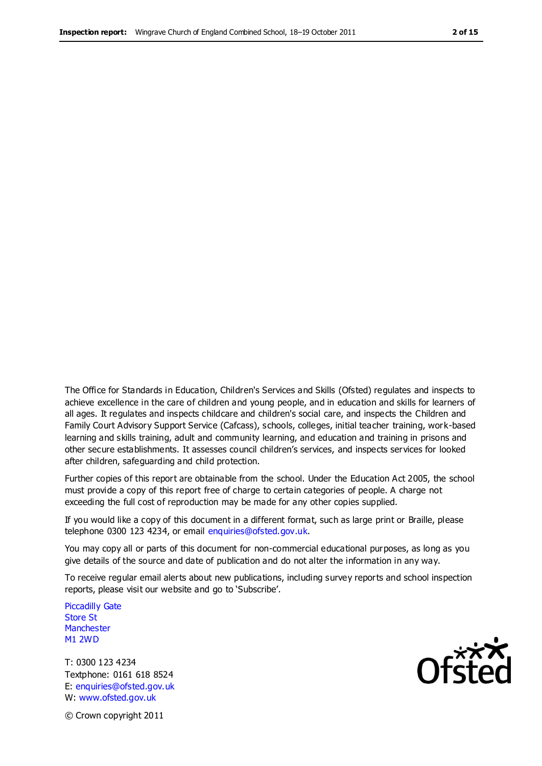The Office for Standards in Education, Children's Services and Skills (Ofsted) regulates and inspects to achieve excellence in the care of children and young people, and in education and skills for learners of all ages. It regulates and inspects childcare and children's social care, and inspects the Children and Family Court Advisory Support Service (Cafcass), schools, colleges, initial teacher training, work-based learning and skills training, adult and community learning, and education and training in prisons and other secure establishments. It assesses council children's services, and inspects services for looked after children, safeguarding and child protection.

Further copies of this report are obtainable from the school. Under the Education Act 2005, the school must provide a copy of this report free of charge to certain categories of people. A charge not exceeding the full cost of reproduction may be made for any other copies supplied.

If you would like a copy of this document in a different format, such as large print or Braille, please telephone 0300 123 4234, or email enquiries@ofsted.gov.uk.

You may copy all or parts of this document for non-commercial educational purposes, as long as you give details of the source and date of publication and do not alter the information in any way.

To receive regular email alerts about new publications, including survey reports and school inspection reports, please visit our website and go to 'Subscribe'.

Piccadilly Gate
Store St
Manchester
M1 2WD

T: 0300 123 4234
Textphone: 0161 618 8524
E: enquiries@ofsted.gov.uk
W: www.ofsted.gov.uk

© Crown copyright 2011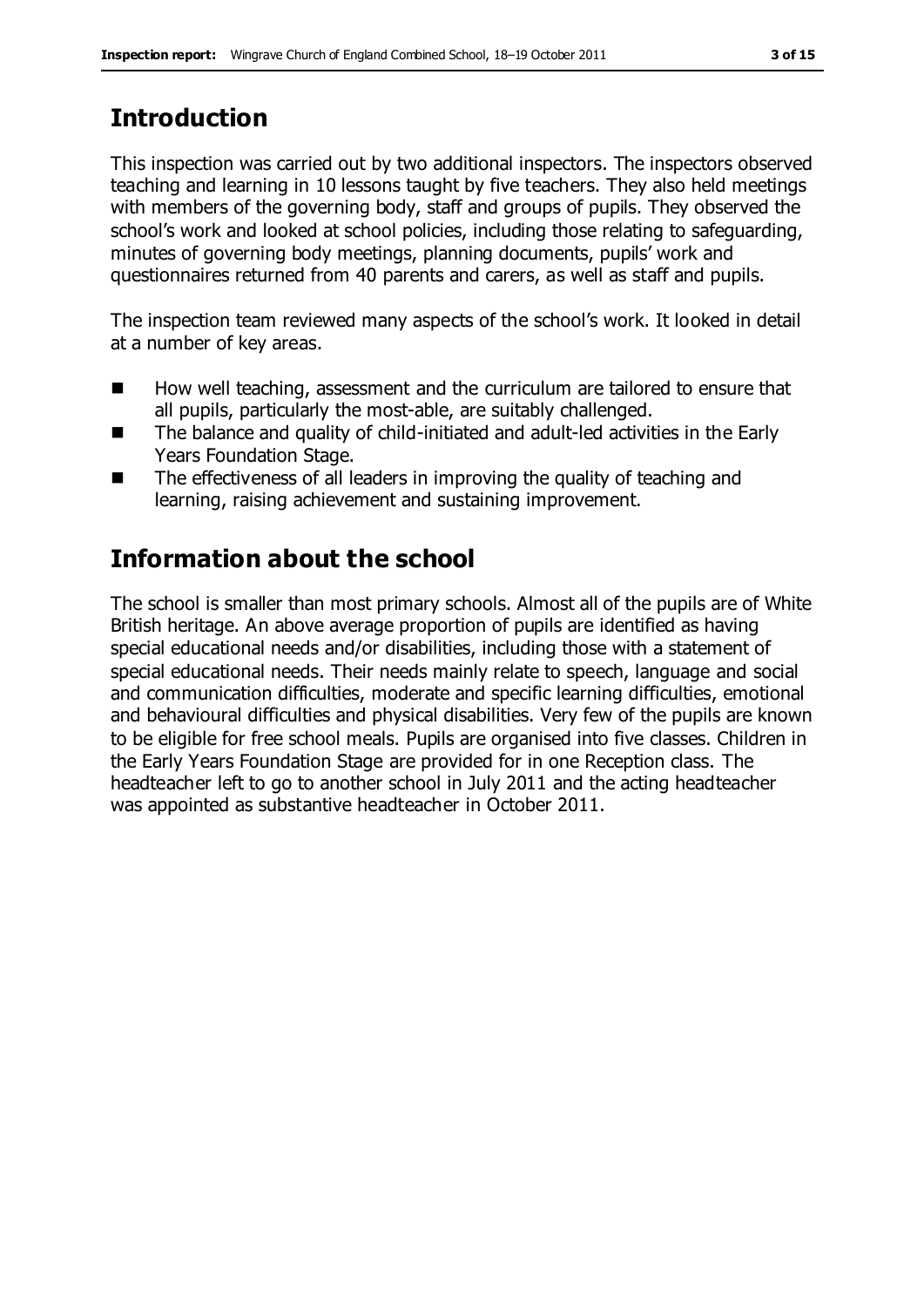## Introduction

This inspection was carried out by two additional inspectors. The inspectors observed teaching and learning in 10 lessons taught by five teachers. They also held meetings with members of the governing body, staff and groups of pupils. They observed the school's work and looked at school policies, including those relating to safeguarding, minutes of governing body meetings, planning documents, pupils' work and questionnaires returned from 40 parents and carers, as well as staff and pupils.

The inspection team reviewed many aspects of the school's work. It looked in detail at a number of key areas.

- How well teaching, assessment and the curriculum are tailored to ensure that all pupils, particularly the most-able, are suitably challenged.
- The balance and quality of child-initiated and adult-led activities in the Early Years Foundation Stage.
- The effectiveness of all leaders in improving the quality of teaching and learning, raising achievement and sustaining improvement.

## Information about the school

The school is smaller than most primary schools. Almost all of the pupils are of White British heritage. An above average proportion of pupils are identified as having special educational needs and/or disabilities, including those with a statement of special educational needs. Their needs mainly relate to speech, language and social and communication difficulties, moderate and specific learning difficulties, emotional and behavioural difficulties and physical disabilities. Very few of the pupils are known to be eligible for free school meals. Pupils are organised into five classes. Children in the Early Years Foundation Stage are provided for in one Reception class. The headteacher left to go to another school in July 2011 and the acting headteacher was appointed as substantive headteacher in October 2011.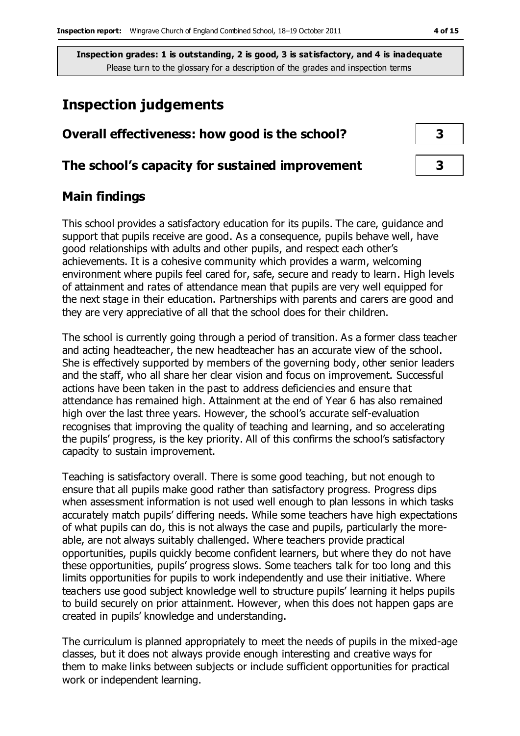**Inspection grades: 1 is outstanding, 2 is good, 3 is satisfactory, and 4 is inadequate**
Please turn to the glossary for a description of the grades and inspection terms

## Inspection judgements

| | |
|---|---|
| **Overall effectiveness: how good is the school?** | **3** |
| **The school's capacity for sustained improvement** | **3** |

### Main findings

This school provides a satisfactory education for its pupils. The care, guidance and support that pupils receive are good. As a consequence, pupils behave well, have good relationships with adults and other pupils, and respect each other's achievements. It is a cohesive community which provides a warm, welcoming environment where pupils feel cared for, safe, secure and ready to learn. High levels of attainment and rates of attendance mean that pupils are very well equipped for the next stage in their education. Partnerships with parents and carers are good and they are very appreciative of all that the school does for their children.

The school is currently going through a period of transition. As a former class teacher and acting headteacher, the new headteacher has an accurate view of the school. She is effectively supported by members of the governing body, other senior leaders and the staff, who all share her clear vision and focus on improvement. Successful actions have been taken in the past to address deficiencies and ensure that attendance has remained high. Attainment at the end of Year 6 has also remained high over the last three years. However, the school's accurate self-evaluation recognises that improving the quality of teaching and learning, and so accelerating the pupils' progress, is the key priority. All of this confirms the school's satisfactory capacity to sustain improvement.

Teaching is satisfactory overall. There is some good teaching, but not enough to ensure that all pupils make good rather than satisfactory progress. Progress dips when assessment information is not used well enough to plan lessons in which tasks accurately match pupils' differing needs. While some teachers have high expectations of what pupils can do, this is not always the case and pupils, particularly the more-able, are not always suitably challenged. Where teachers provide practical opportunities, pupils quickly become confident learners, but where they do not have these opportunities, pupils' progress slows. Some teachers talk for too long and this limits opportunities for pupils to work independently and use their initiative. Where teachers use good subject knowledge well to structure pupils' learning it helps pupils to build securely on prior attainment. However, when this does not happen gaps are created in pupils' knowledge and understanding.

The curriculum is planned appropriately to meet the needs of pupils in the mixed-age classes, but it does not always provide enough interesting and creative ways for them to make links between subjects or include sufficient opportunities for practical work or independent learning.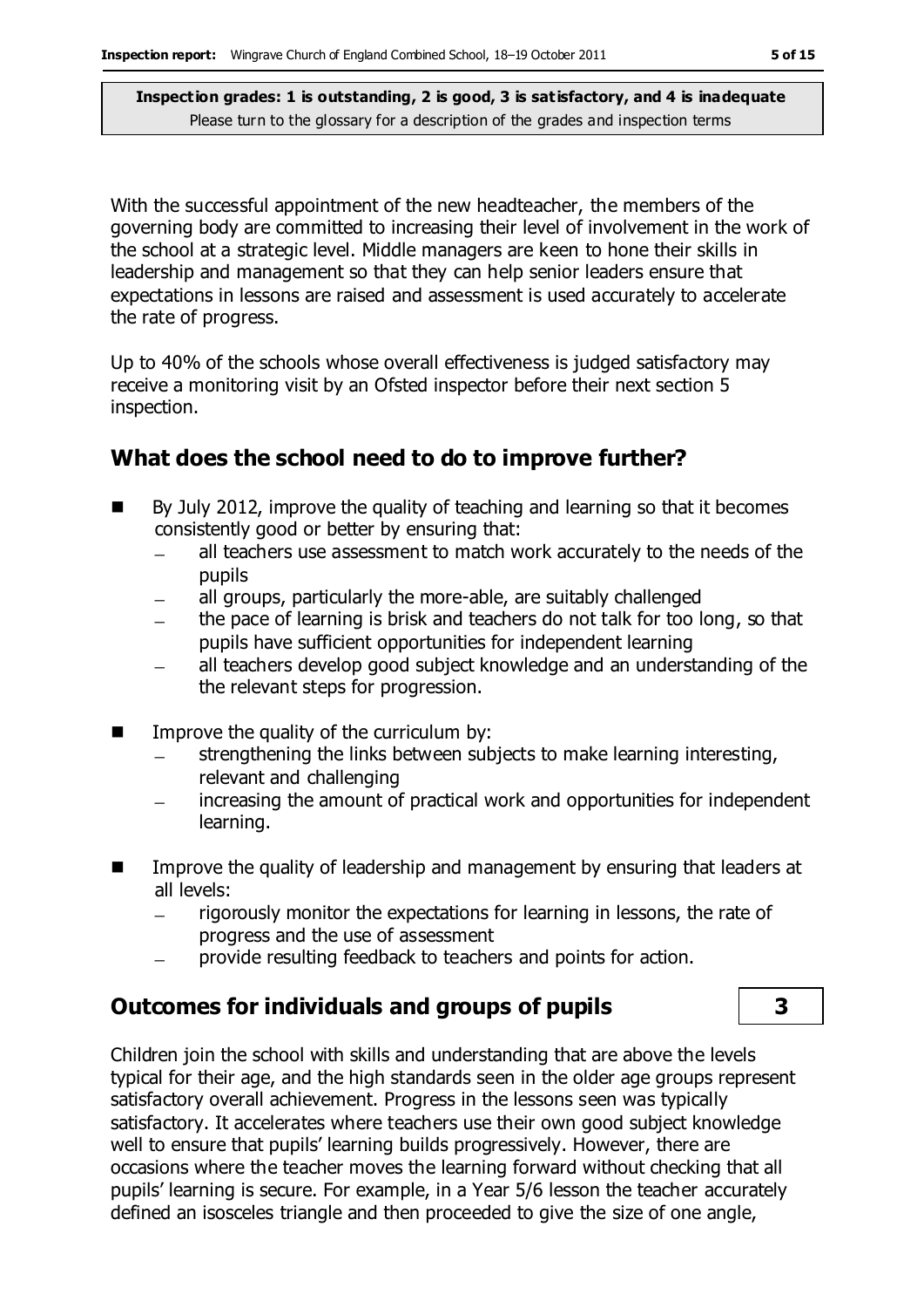**Inspection grades: 1 is outstanding, 2 is good, 3 is satisfactory, and 4 is inadequate**
Please turn to the glossary for a description of the grades and inspection terms

With the successful appointment of the new headteacher, the members of the governing body are committed to increasing their level of involvement in the work of the school at a strategic level. Middle managers are keen to hone their skills in leadership and management so that they can help senior leaders ensure that expectations in lessons are raised and assessment is used accurately to accelerate the rate of progress.

Up to 40% of the schools whose overall effectiveness is judged satisfactory may receive a monitoring visit by an Ofsted inspector before their next section 5 inspection.

## What does the school need to do to improve further?

- By July 2012, improve the quality of teaching and learning so that it becomes consistently good or better by ensuring that:
  - all teachers use assessment to match work accurately to the needs of the pupils
  - all groups, particularly the more-able, are suitably challenged
  - the pace of learning is brisk and teachers do not talk for too long, so that pupils have sufficient opportunities for independent learning
  - all teachers develop good subject knowledge and an understanding of the the relevant steps for progression.
- Improve the quality of the curriculum by:
  - strengthening the links between subjects to make learning interesting, relevant and challenging
  - increasing the amount of practical work and opportunities for independent learning.
- Improve the quality of leadership and management by ensuring that leaders at all levels:
  - rigorously monitor the expectations for learning in lessons, the rate of progress and the use of assessment
  - provide resulting feedback to teachers and points for action.

## Outcomes for individuals and groups of pupils — 3

Children join the school with skills and understanding that are above the levels typical for their age, and the high standards seen in the older age groups represent satisfactory overall achievement. Progress in the lessons seen was typically satisfactory. It accelerates where teachers use their own good subject knowledge well to ensure that pupils' learning builds progressively. However, there are occasions where the teacher moves the learning forward without checking that all pupils' learning is secure. For example, in a Year 5/6 lesson the teacher accurately defined an isosceles triangle and then proceeded to give the size of one angle,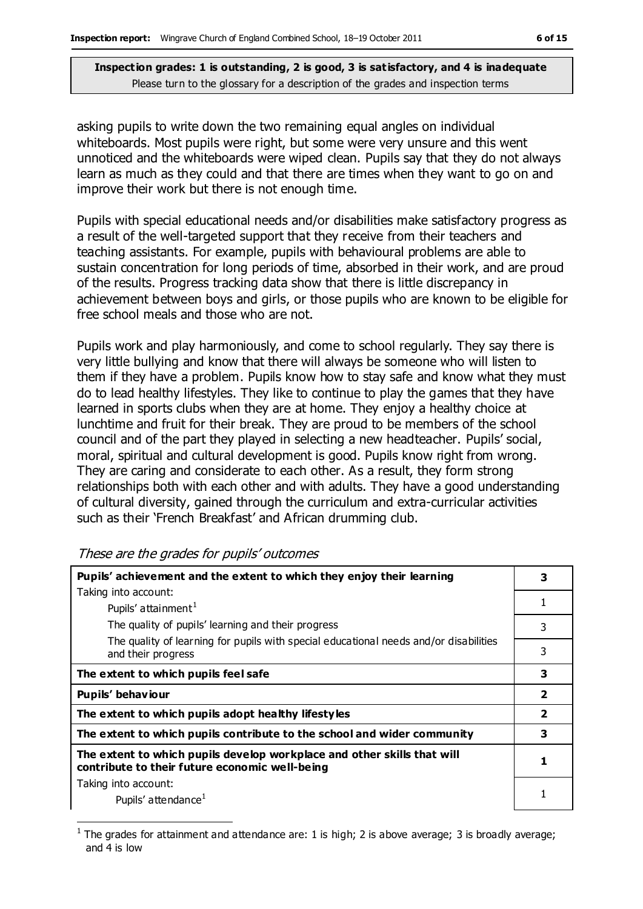**Inspection grades: 1 is outstanding, 2 is good, 3 is satisfactory, and 4 is inadequate**
Please turn to the glossary for a description of the grades and inspection terms

asking pupils to write down the two remaining equal angles on individual whiteboards. Most pupils were right, but some were very unsure and this went unnoticed and the whiteboards were wiped clean. Pupils say that they do not always learn as much as they could and that there are times when they want to go on and improve their work but there is not enough time.

Pupils with special educational needs and/or disabilities make satisfactory progress as a result of the well-targeted support that they receive from their teachers and teaching assistants. For example, pupils with behavioural problems are able to sustain concentration for long periods of time, absorbed in their work, and are proud of the results. Progress tracking data show that there is little discrepancy in achievement between boys and girls, or those pupils who are known to be eligible for free school meals and those who are not.

Pupils work and play harmoniously, and come to school regularly. They say there is very little bullying and know that there will always be someone who will listen to them if they have a problem. Pupils know how to stay safe and know what they must do to lead healthy lifestyles. They like to continue to play the games that they have learned in sports clubs when they are at home. They enjoy a healthy choice at lunchtime and fruit for their break. They are proud to be members of the school council and of the part they played in selecting a new headteacher. Pupils' social, moral, spiritual and cultural development is good. Pupils know right from wrong. They are caring and considerate to each other. As a result, they form strong relationships both with each other and with adults. They have a good understanding of cultural diversity, gained through the curriculum and extra-curricular activities such as their 'French Breakfast' and African drumming club.

*These are the grades for pupils' outcomes*

| | |
|---|---|
| **Pupils' achievement and the extent to which they enjoy their learning** | **3** |
| Taking into account: Pupils' attainment[1] | 1 |
| The quality of pupils' learning and their progress | 3 |
| The quality of learning for pupils with special educational needs and/or disabilities and their progress | 3 |
| **The extent to which pupils feel safe** | **3** |
| **Pupils' behaviour** | **2** |
| **The extent to which pupils adopt healthy lifestyles** | **2** |
| **The extent to which pupils contribute to the school and wider community** | **3** |
| **The extent to which pupils develop workplace and other skills that will contribute to their future economic well-being** | **1** |
| Taking into account: Pupils' attendance[1] | 1 |

[1] The grades for attainment and attendance are: 1 is high; 2 is above average; 3 is broadly average; and 4 is low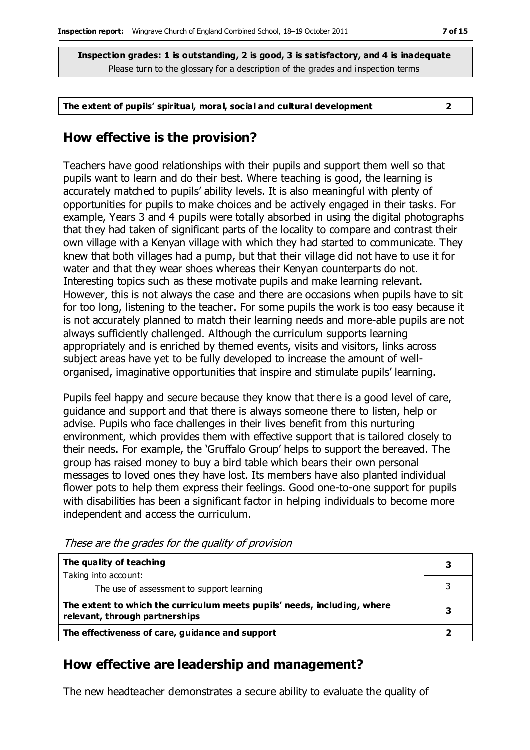**Inspection grades: 1 is outstanding, 2 is good, 3 is satisfactory, and 4 is inadequate**
Please turn to the glossary for a description of the grades and inspection terms

| The extent of pupils' spiritual, moral, social and cultural development | 2 |
|---|---|

## How effective is the provision?

Teachers have good relationships with their pupils and support them well so that pupils want to learn and do their best. Where teaching is good, the learning is accurately matched to pupils' ability levels. It is also meaningful with plenty of opportunities for pupils to make choices and be actively engaged in their tasks. For example, Years 3 and 4 pupils were totally absorbed in using the digital photographs that they had taken of significant parts of the locality to compare and contrast their own village with a Kenyan village with which they had started to communicate. They knew that both villages had a pump, but that their village did not have to use it for water and that they wear shoes whereas their Kenyan counterparts do not. Interesting topics such as these motivate pupils and make learning relevant. However, this is not always the case and there are occasions when pupils have to sit for too long, listening to the teacher. For some pupils the work is too easy because it is not accurately planned to match their learning needs and more-able pupils are not always sufficiently challenged. Although the curriculum supports learning appropriately and is enriched by themed events, visits and visitors, links across subject areas have yet to be fully developed to increase the amount of well-organised, imaginative opportunities that inspire and stimulate pupils' learning.

Pupils feel happy and secure because they know that there is a good level of care, guidance and support and that there is always someone there to listen, help or advise. Pupils who face challenges in their lives benefit from this nurturing environment, which provides them with effective support that is tailored closely to their needs. For example, the 'Gruffalo Group' helps to support the bereaved. The group has raised money to buy a bird table which bears their own personal messages to loved ones they have lost. Its members have also planted individual flower pots to help them express their feelings. Good one-to-one support for pupils with disabilities has been a significant factor in helping individuals to become more independent and access the curriculum.

*These are the grades for the quality of provision*

| | |
|---|---|
| **The quality of teaching** | **3** |
| Taking into account: The use of assessment to support learning | 3 |
| **The extent to which the curriculum meets pupils' needs, including, where relevant, through partnerships** | **3** |
| **The effectiveness of care, guidance and support** | **2** |

## How effective are leadership and management?

The new headteacher demonstrates a secure ability to evaluate the quality of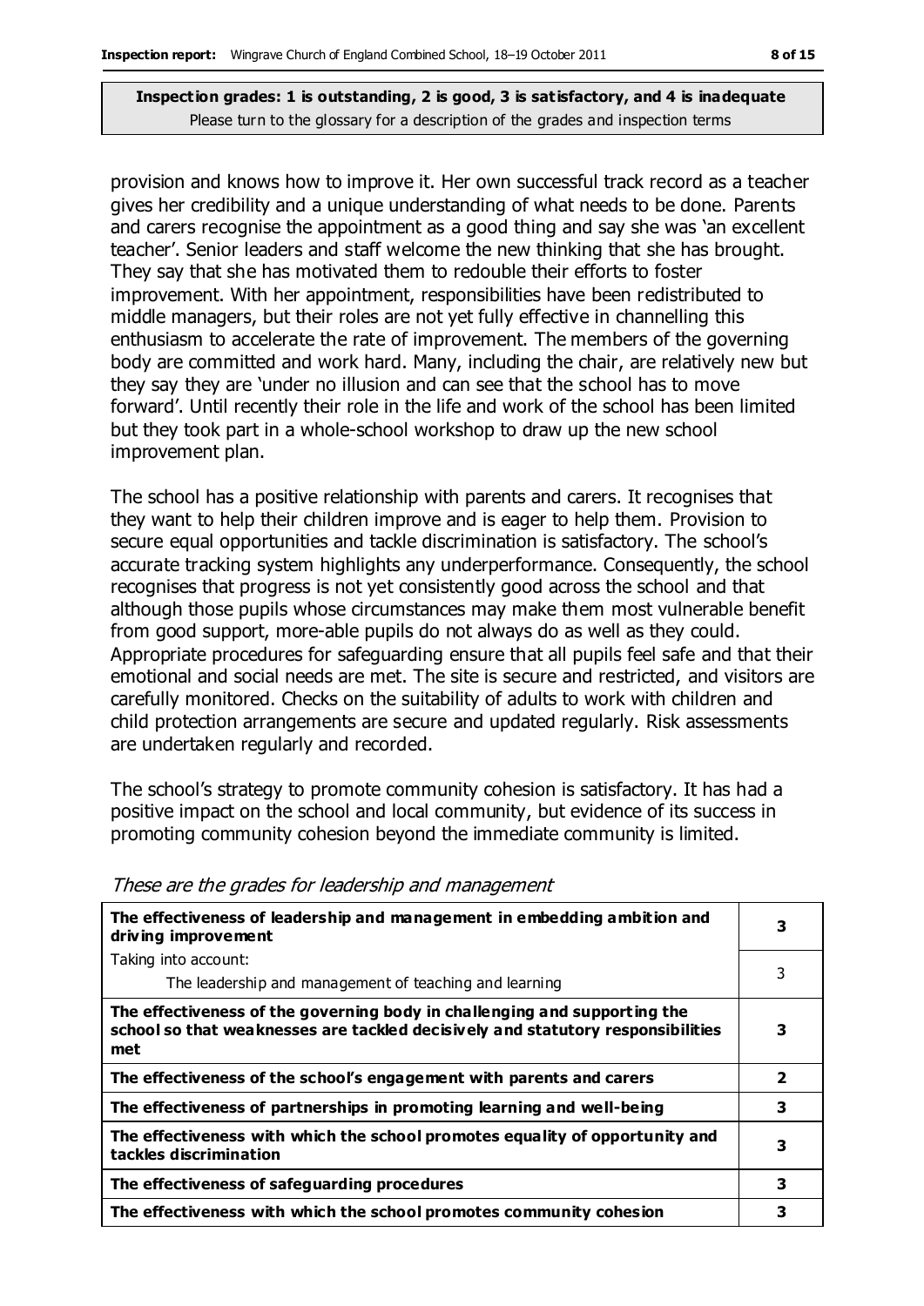**Inspection grades: 1 is outstanding, 2 is good, 3 is satisfactory, and 4 is inadequate**
Please turn to the glossary for a description of the grades and inspection terms

provision and knows how to improve it. Her own successful track record as a teacher gives her credibility and a unique understanding of what needs to be done. Parents and carers recognise the appointment as a good thing and say she was 'an excellent teacher'. Senior leaders and staff welcome the new thinking that she has brought. They say that she has motivated them to redouble their efforts to foster improvement. With her appointment, responsibilities have been redistributed to middle managers, but their roles are not yet fully effective in channelling this enthusiasm to accelerate the rate of improvement. The members of the governing body are committed and work hard. Many, including the chair, are relatively new but they say they are 'under no illusion and can see that the school has to move forward'. Until recently their role in the life and work of the school has been limited but they took part in a whole-school workshop to draw up the new school improvement plan.

The school has a positive relationship with parents and carers. It recognises that they want to help their children improve and is eager to help them. Provision to secure equal opportunities and tackle discrimination is satisfactory. The school's accurate tracking system highlights any underperformance. Consequently, the school recognises that progress is not yet consistently good across the school and that although those pupils whose circumstances may make them most vulnerable benefit from good support, more-able pupils do not always do as well as they could. Appropriate procedures for safeguarding ensure that all pupils feel safe and that their emotional and social needs are met. The site is secure and restricted, and visitors are carefully monitored. Checks on the suitability of adults to work with children and child protection arrangements are secure and updated regularly. Risk assessments are undertaken regularly and recorded.

The school's strategy to promote community cohesion is satisfactory. It has had a positive impact on the school and local community, but evidence of its success in promoting community cohesion beyond the immediate community is limited.

*These are the grades for leadership and management*

| | |
|---|---|
| **The effectiveness of leadership and management in embedding ambition and driving improvement** | **3** |
| Taking into account: The leadership and management of teaching and learning | 3 |
| **The effectiveness of the governing body in challenging and supporting the school so that weaknesses are tackled decisively and statutory responsibilities met** | **3** |
| **The effectiveness of the school's engagement with parents and carers** | **2** |
| **The effectiveness of partnerships in promoting learning and well-being** | **3** |
| **The effectiveness with which the school promotes equality of opportunity and tackles discrimination** | **3** |
| **The effectiveness of safeguarding procedures** | **3** |
| **The effectiveness with which the school promotes community cohesion** | **3** |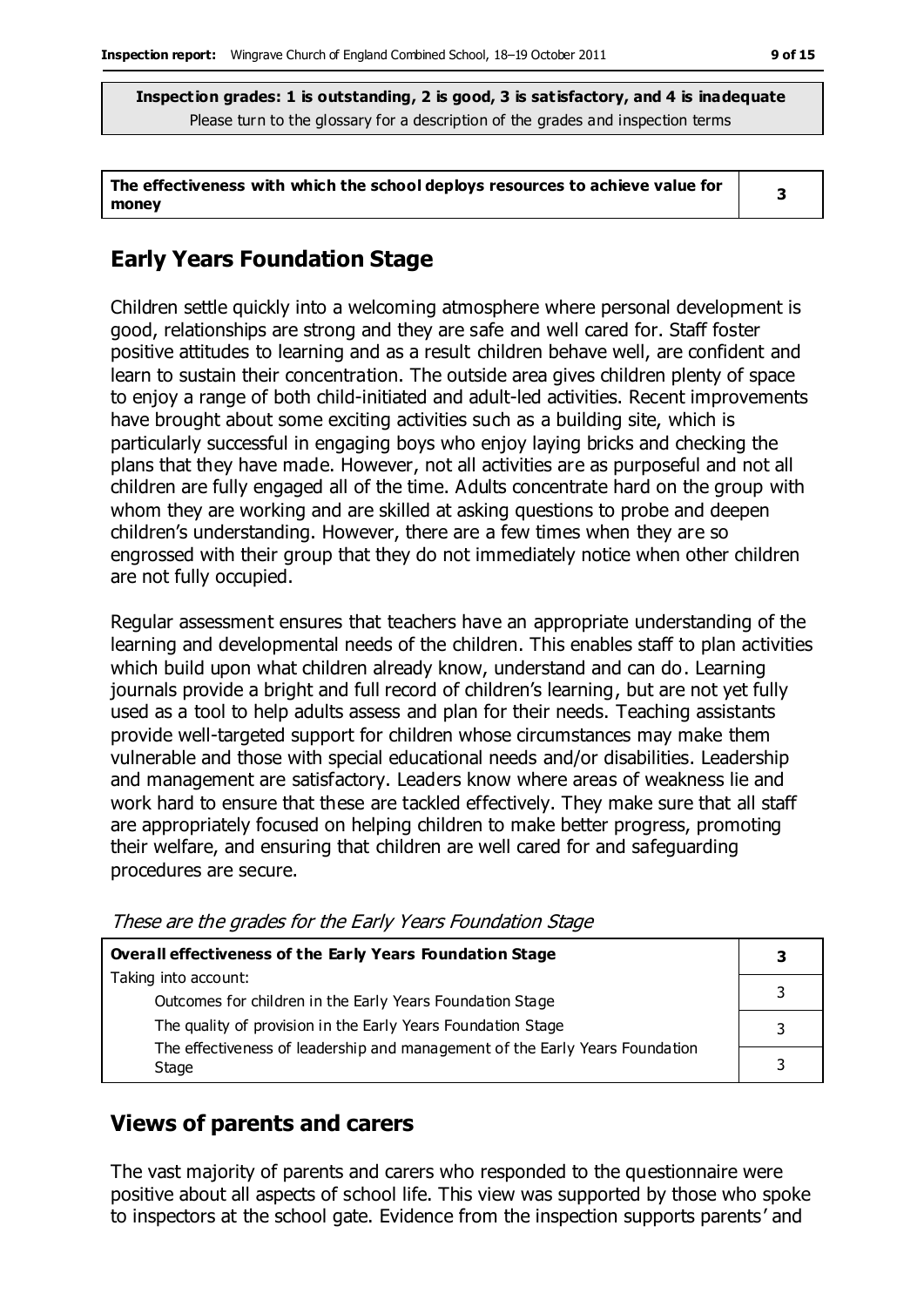**Inspection grades: 1 is outstanding, 2 is good, 3 is satisfactory, and 4 is inadequate**
Please turn to the glossary for a description of the grades and inspection terms

| **The effectiveness with which the school deploys resources to achieve value for money** | **3** |
|---|---|

## Early Years Foundation Stage

Children settle quickly into a welcoming atmosphere where personal development is good, relationships are strong and they are safe and well cared for. Staff foster positive attitudes to learning and as a result children behave well, are confident and learn to sustain their concentration. The outside area gives children plenty of space to enjoy a range of both child-initiated and adult-led activities. Recent improvements have brought about some exciting activities such as a building site, which is particularly successful in engaging boys who enjoy laying bricks and checking the plans that they have made. However, not all activities are as purposeful and not all children are fully engaged all of the time. Adults concentrate hard on the group with whom they are working and are skilled at asking questions to probe and deepen children's understanding. However, there are a few times when they are so engrossed with their group that they do not immediately notice when other children are not fully occupied.

Regular assessment ensures that teachers have an appropriate understanding of the learning and developmental needs of the children. This enables staff to plan activities which build upon what children already know, understand and can do. Learning journals provide a bright and full record of children's learning, but are not yet fully used as a tool to help adults assess and plan for their needs. Teaching assistants provide well-targeted support for children whose circumstances may make them vulnerable and those with special educational needs and/or disabilities. Leadership and management are satisfactory. Leaders know where areas of weakness lie and work hard to ensure that these are tackled effectively. They make sure that all staff are appropriately focused on helping children to make better progress, promoting their welfare, and ensuring that children are well cared for and safeguarding procedures are secure.

*These are the grades for the Early Years Foundation Stage*

| **Overall effectiveness of the Early Years Foundation Stage** | **3** |
|---|---|
| Taking into account: Outcomes for children in the Early Years Foundation Stage | 3 |
| The quality of provision in the Early Years Foundation Stage | 3 |
| The effectiveness of leadership and management of the Early Years Foundation Stage | 3 |

## Views of parents and carers

The vast majority of parents and carers who responded to the questionnaire were positive about all aspects of school life. This view was supported by those who spoke to inspectors at the school gate. Evidence from the inspection supports parents' and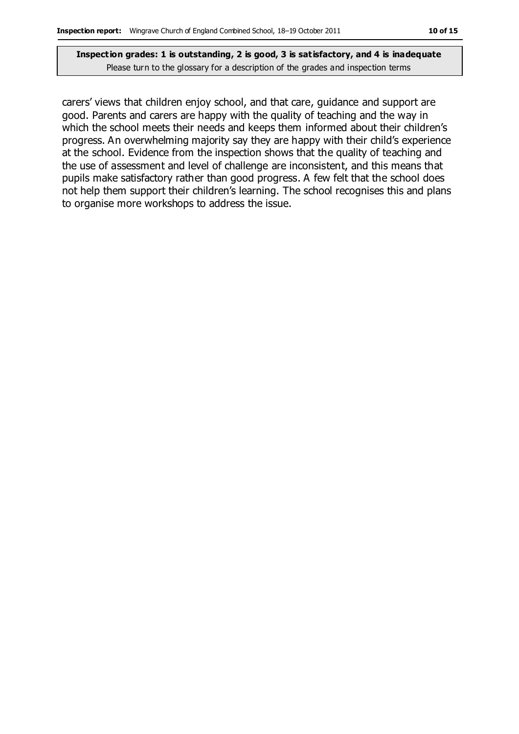**Inspection grades: 1 is outstanding, 2 is good, 3 is satisfactory, and 4 is inadequate**
Please turn to the glossary for a description of the grades and inspection terms

carers' views that children enjoy school, and that care, guidance and support are good. Parents and carers are happy with the quality of teaching and the way in which the school meets their needs and keeps them informed about their children's progress. An overwhelming majority say they are happy with their child's experience at the school. Evidence from the inspection shows that the quality of teaching and the use of assessment and level of challenge are inconsistent, and this means that pupils make satisfactory rather than good progress. A few felt that the school does not help them support their children's learning. The school recognises this and plans to organise more workshops to address the issue.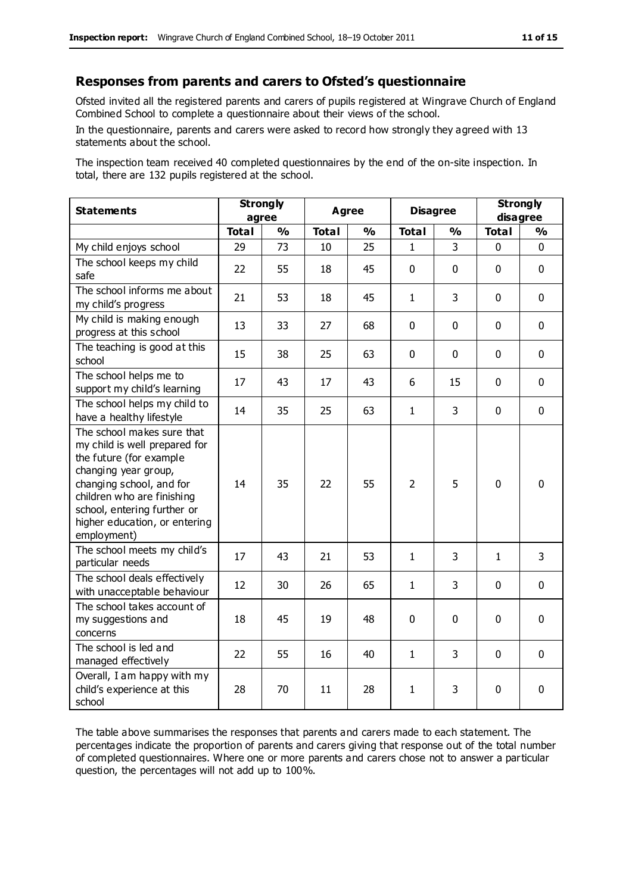## Responses from parents and carers to Ofsted's questionnaire

Ofsted invited all the registered parents and carers of pupils registered at Wingrave Church of England Combined School to complete a questionnaire about their views of the school.

In the questionnaire, parents and carers were asked to record how strongly they agreed with 13 statements about the school.

The inspection team received 40 completed questionnaires by the end of the on-site inspection. In total, there are 132 pupils registered at the school.

| Statements | Strongly agree | | Agree | | Disagree | | Strongly disagree | |
|---|---|---|---|---|---|---|---|---|
| | Total | % | Total | % | Total | % | Total | % |
| My child enjoys school | 29 | 73 | 10 | 25 | 1 | 3 | 0 | 0 |
| The school keeps my child safe | 22 | 55 | 18 | 45 | 0 | 0 | 0 | 0 |
| The school informs me about my child's progress | 21 | 53 | 18 | 45 | 1 | 3 | 0 | 0 |
| My child is making enough progress at this school | 13 | 33 | 27 | 68 | 0 | 0 | 0 | 0 |
| The teaching is good at this school | 15 | 38 | 25 | 63 | 0 | 0 | 0 | 0 |
| The school helps me to support my child's learning | 17 | 43 | 17 | 43 | 6 | 15 | 0 | 0 |
| The school helps my child to have a healthy lifestyle | 14 | 35 | 25 | 63 | 1 | 3 | 0 | 0 |
| The school makes sure that my child is well prepared for the future (for example changing year group, changing school, and for children who are finishing school, entering further or higher education, or entering employment) | 14 | 35 | 22 | 55 | 2 | 5 | 0 | 0 |
| The school meets my child's particular needs | 17 | 43 | 21 | 53 | 1 | 3 | 1 | 3 |
| The school deals effectively with unacceptable behaviour | 12 | 30 | 26 | 65 | 1 | 3 | 0 | 0 |
| The school takes account of my suggestions and concerns | 18 | 45 | 19 | 48 | 0 | 0 | 0 | 0 |
| The school is led and managed effectively | 22 | 55 | 16 | 40 | 1 | 3 | 0 | 0 |
| Overall, I am happy with my child's experience at this school | 28 | 70 | 11 | 28 | 1 | 3 | 0 | 0 |

The table above summarises the responses that parents and carers made to each statement. The percentages indicate the proportion of parents and carers giving that response out of the total number of completed questionnaires. Where one or more parents and carers chose not to answer a particular question, the percentages will not add up to 100%.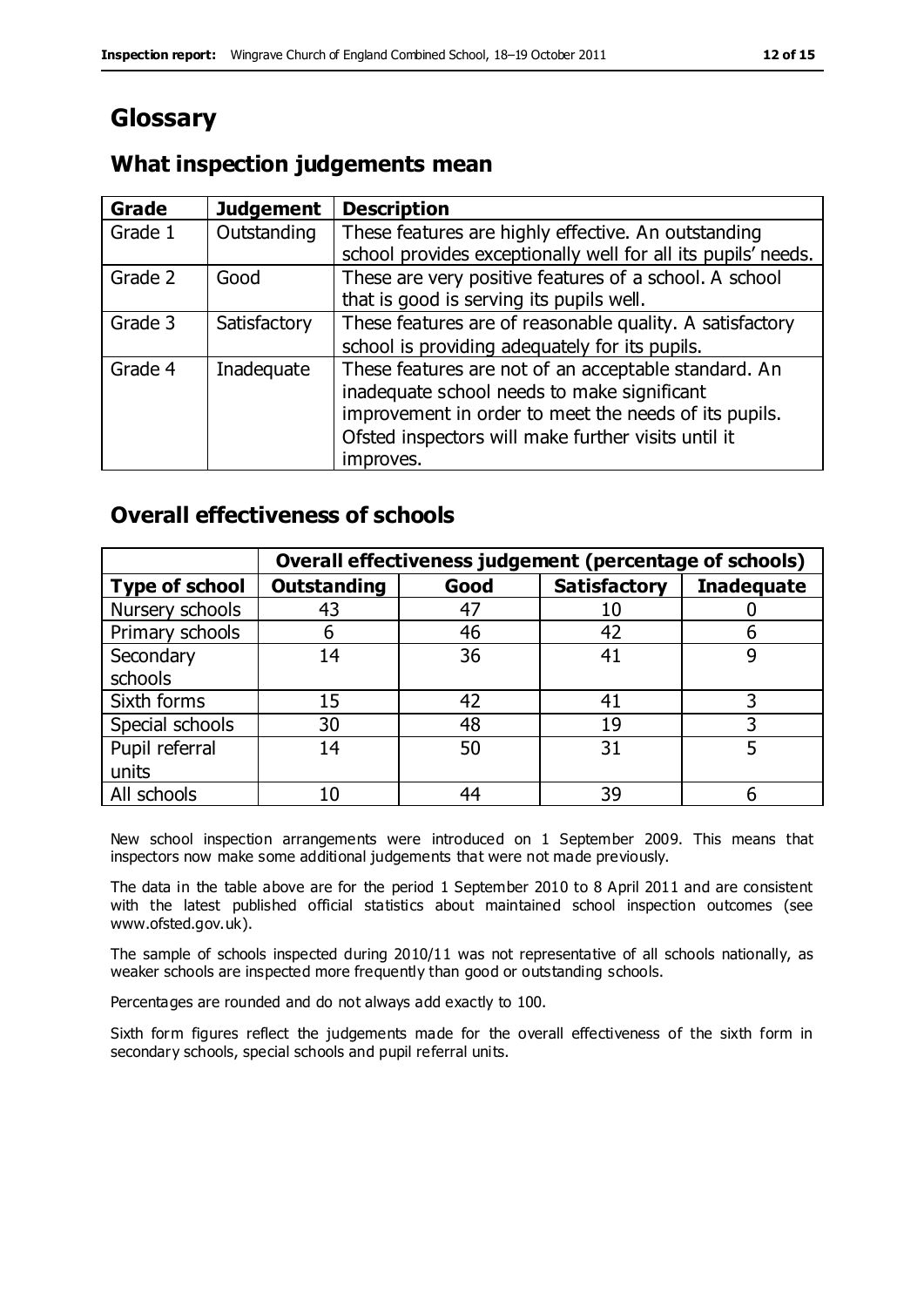# Glossary

## What inspection judgements mean

| Grade | Judgement | Description |
|---|---|---|
| Grade 1 | Outstanding | These features are highly effective. An outstanding school provides exceptionally well for all its pupils' needs. |
| Grade 2 | Good | These are very positive features of a school. A school that is good is serving its pupils well. |
| Grade 3 | Satisfactory | These features are of reasonable quality. A satisfactory school is providing adequately for its pupils. |
| Grade 4 | Inadequate | These features are not of an acceptable standard. An inadequate school needs to make significant improvement in order to meet the needs of its pupils. Ofsted inspectors will make further visits until it improves. |

## Overall effectiveness of schools

| | Overall effectiveness judgement (percentage of schools) | | | |
|---|---|---|---|---|
| **Type of school** | **Outstanding** | **Good** | **Satisfactory** | **Inadequate** |
| Nursery schools | 43 | 47 | 10 | 0 |
| Primary schools | 6 | 46 | 42 | 6 |
| Secondary schools | 14 | 36 | 41 | 9 |
| Sixth forms | 15 | 42 | 41 | 3 |
| Special schools | 30 | 48 | 19 | 3 |
| Pupil referral units | 14 | 50 | 31 | 5 |
| All schools | 10 | 44 | 39 | 6 |

New school inspection arrangements were introduced on 1 September 2009. This means that inspectors now make some additional judgements that were not made previously.

The data in the table above are for the period 1 September 2010 to 8 April 2011 and are consistent with the latest published official statistics about maintained school inspection outcomes (see www.ofsted.gov.uk).

The sample of schools inspected during 2010/11 was not representative of all schools nationally, as weaker schools are inspected more frequently than good or outstanding schools.

Percentages are rounded and do not always add exactly to 100.

Sixth form figures reflect the judgements made for the overall effectiveness of the sixth form in secondary schools, special schools and pupil referral units.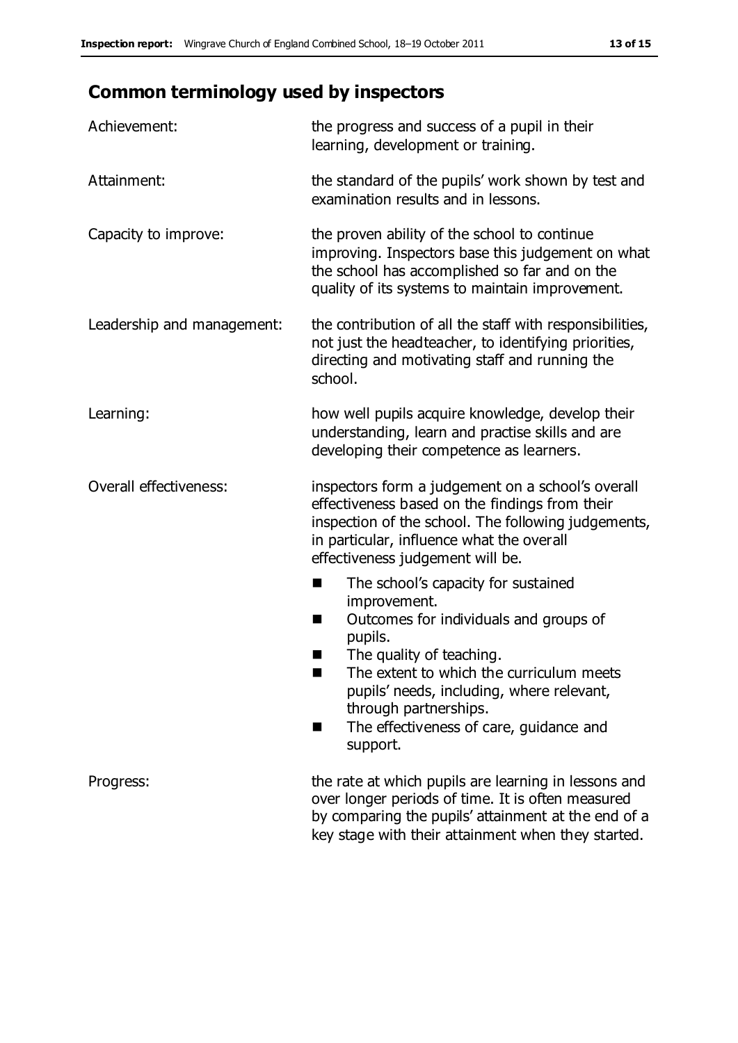## Common terminology used by inspectors

| | |
|---|---|
| Achievement: | the progress and success of a pupil in their learning, development or training. |
| Attainment: | the standard of the pupils' work shown by test and examination results and in lessons. |
| Capacity to improve: | the proven ability of the school to continue improving. Inspectors base this judgement on what the school has accomplished so far and on the quality of its systems to maintain improvement. |
| Leadership and management: | the contribution of all the staff with responsibilities, not just the headteacher, to identifying priorities, directing and motivating staff and running the school. |
| Learning: | how well pupils acquire knowledge, develop their understanding, learn and practise skills and are developing their competence as learners. |
| Overall effectiveness: | inspectors form a judgement on a school's overall effectiveness based on the findings from their inspection of the school. The following judgements, in particular, influence what the overall effectiveness judgement will be.<br>■ The school's capacity for sustained improvement.<br>■ Outcomes for individuals and groups of pupils.<br>■ The quality of teaching.<br>■ The extent to which the curriculum meets pupils' needs, including, where relevant, through partnerships.<br>■ The effectiveness of care, guidance and support. |
| Progress: | the rate at which pupils are learning in lessons and over longer periods of time. It is often measured by comparing the pupils' attainment at the end of a key stage with their attainment when they started. |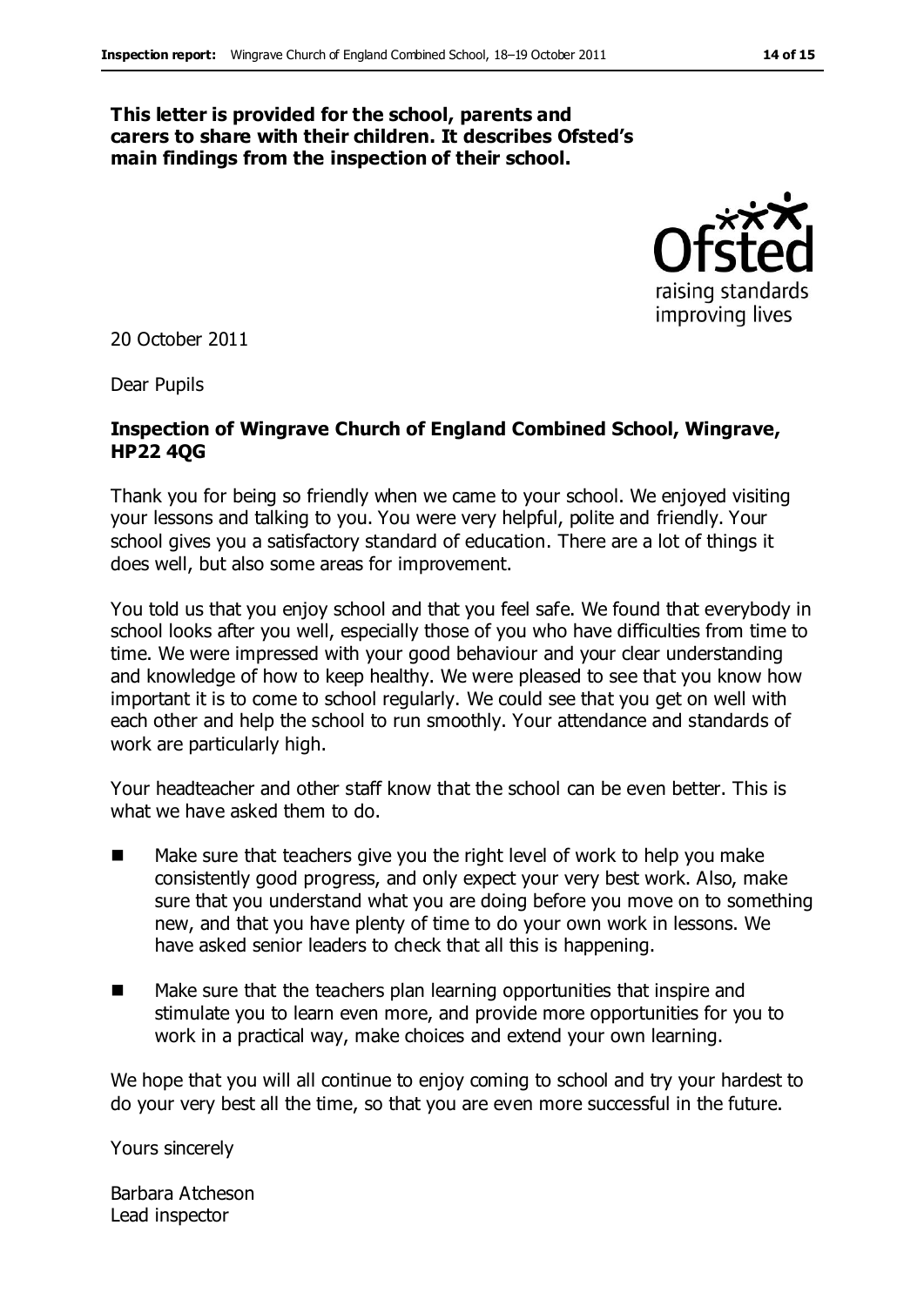**This letter is provided for the school, parents and carers to share with their children. It describes Ofsted's main findings from the inspection of their school.**

20 October 2011

Dear Pupils

**Inspection of Wingrave Church of England Combined School, Wingrave, HP22 4QG**

Thank you for being so friendly when we came to your school. We enjoyed visiting your lessons and talking to you. You were very helpful, polite and friendly. Your school gives you a satisfactory standard of education. There are a lot of things it does well, but also some areas for improvement.

You told us that you enjoy school and that you feel safe. We found that everybody in school looks after you well, especially those of you who have difficulties from time to time. We were impressed with your good behaviour and your clear understanding and knowledge of how to keep healthy. We were pleased to see that you know how important it is to come to school regularly. We could see that you get on well with each other and help the school to run smoothly. Your attendance and standards of work are particularly high.

Your headteacher and other staff know that the school can be even better. This is what we have asked them to do.

- Make sure that teachers give you the right level of work to help you make consistently good progress, and only expect your very best work. Also, make sure that you understand what you are doing before you move on to something new, and that you have plenty of time to do your own work in lessons. We have asked senior leaders to check that all this is happening.
- Make sure that the teachers plan learning opportunities that inspire and stimulate you to learn even more, and provide more opportunities for you to work in a practical way, make choices and extend your own learning.

We hope that you will all continue to enjoy coming to school and try your hardest to do your very best all the time, so that you are even more successful in the future.

Yours sincerely

Barbara Atcheson
Lead inspector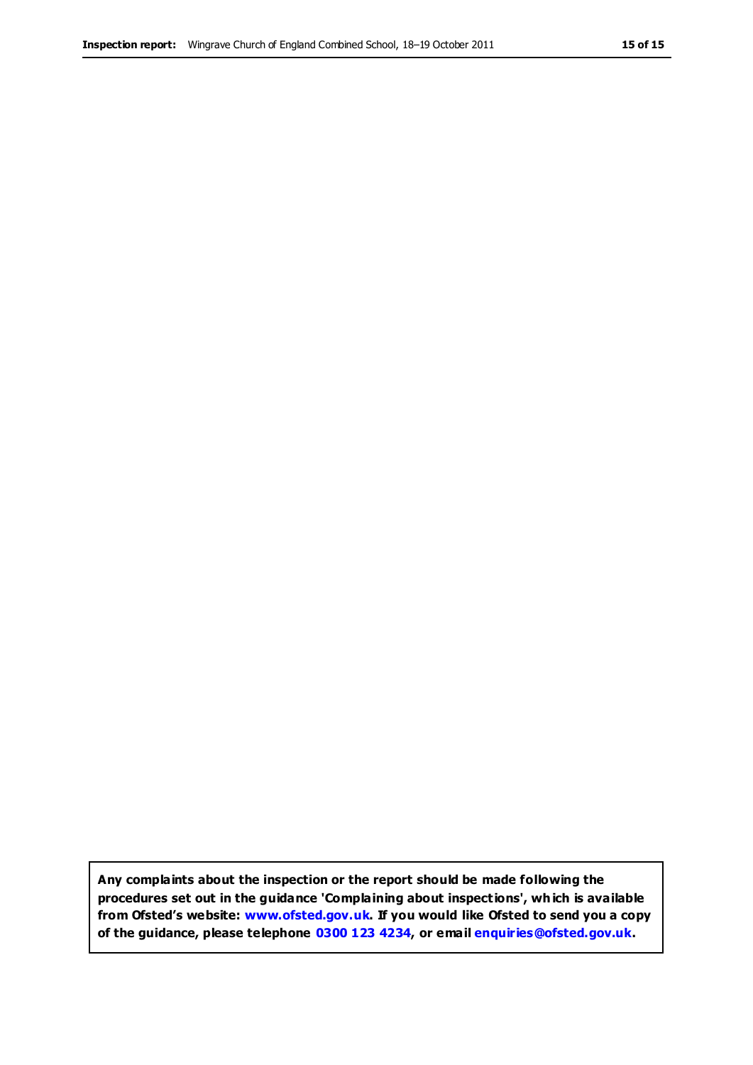**Any complaints about the inspection or the report should be made following the procedures set out in the guidance 'Complaining about inspections', which is available from Ofsted's website: www.ofsted.gov.uk. If you would like Ofsted to send you a copy of the guidance, please telephone 0300 123 4234, or email enquiries@ofsted.gov.uk.**